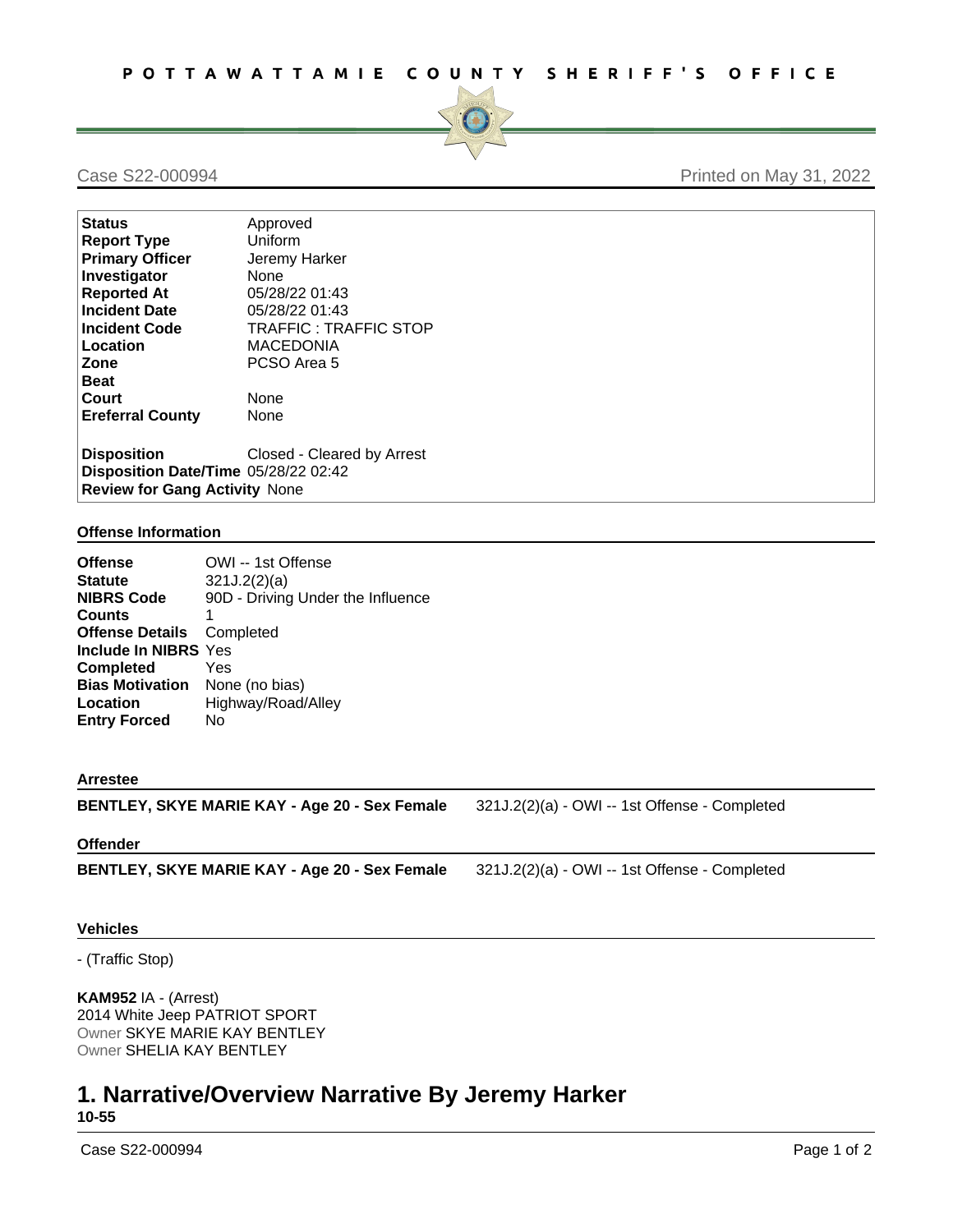# POTTAWATTAMIE COUNTY SHERIFF'S OFFICE

Case S22-000994 — Printed on May 31, 2022

| | |
|---|---|
| **Status** | Approved |
| **Report Type** | Uniform |
| **Primary Officer** | Jeremy Harker |
| **Investigator** | None |
| **Reported At** | 05/28/22 01:43 |
| **Incident Date** | 05/28/22 01:43 |
| **Incident Code** | TRAFFIC : TRAFFIC STOP |
| **Location** | MACEDONIA |
| **Zone** | PCSO Area 5 |
| **Beat** | |
| **Court** | None |
| **Ereferral County** | None |
| **Disposition** | Closed - Cleared by Arrest |
| **Disposition Date/Time** | 05/28/22 02:42 |
| **Review for Gang Activity** | None |

## Offense Information

| | |
|---|---|
| **Offense** | OWI -- 1st Offense |
| **Statute** | 321J.2(2)(a) |
| **NIBRS Code** | 90D - Driving Under the Influence |
| **Counts** | 1 |
| **Offense Details** | Completed |
| **Include In NIBRS** | Yes |
| **Completed** | Yes |
| **Bias Motivation** | None (no bias) |
| **Location** | Highway/Road/Alley |
| **Entry Forced** | No |

## Arrestee

**BENTLEY, SKYE MARIE KAY - Age 20 - Sex Female** 321J.2(2)(a) - OWI -- 1st Offense - Completed

## Offender

**BENTLEY, SKYE MARIE KAY - Age 20 - Sex Female** 321J.2(2)(a) - OWI -- 1st Offense - Completed

## Vehicles

- (Traffic Stop)

**KAM952** IA - (Arrest)
2014 White Jeep PATRIOT SPORT
Owner SKYE MARIE KAY BENTLEY
Owner SHELIA KAY BENTLEY

# 1. Narrative/Overview Narrative By Jeremy Harker

**10-55**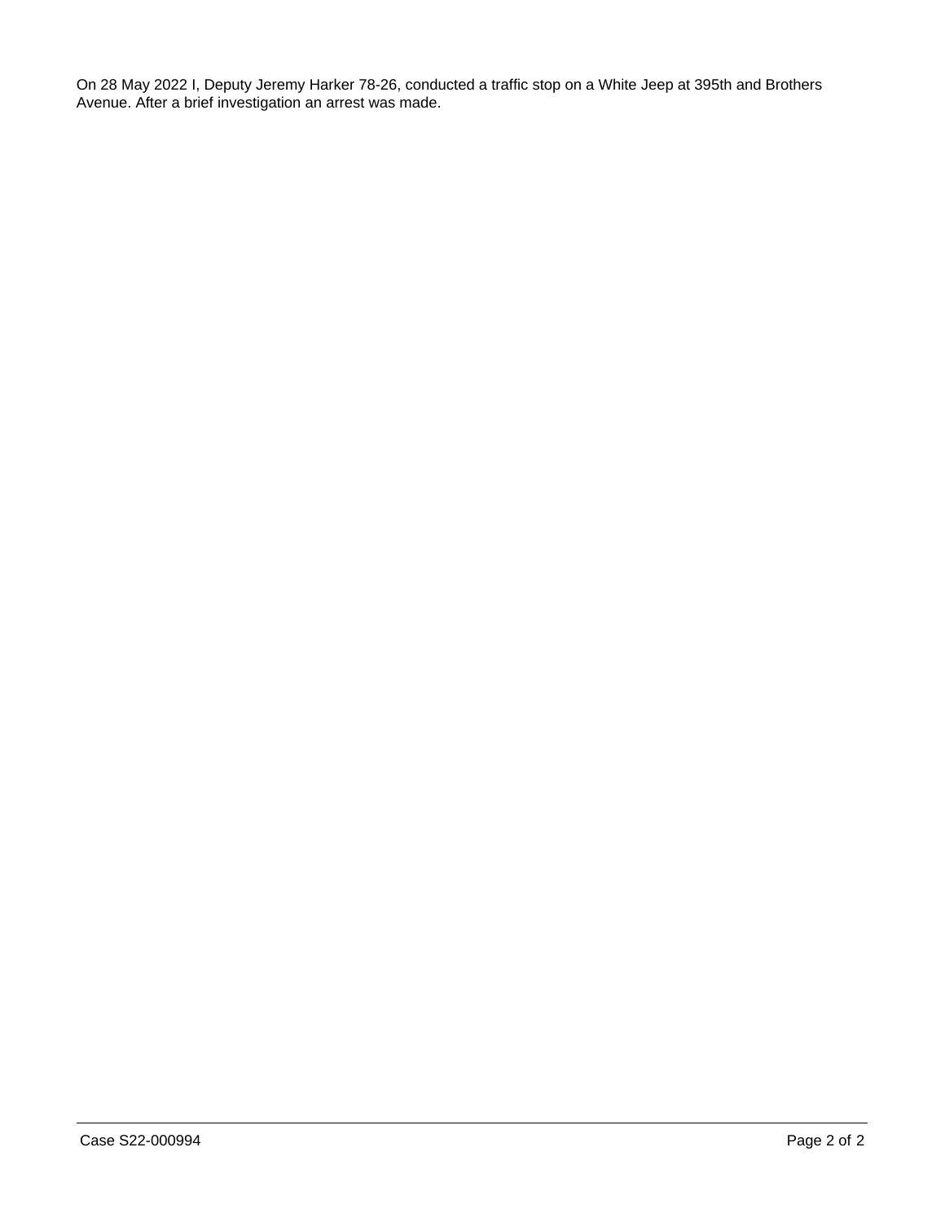On 28 May 2022 I, Deputy Jeremy Harker 78-26, conducted a traffic stop on a White Jeep at 395th and Brothers Avenue. After a brief investigation an arrest was made.